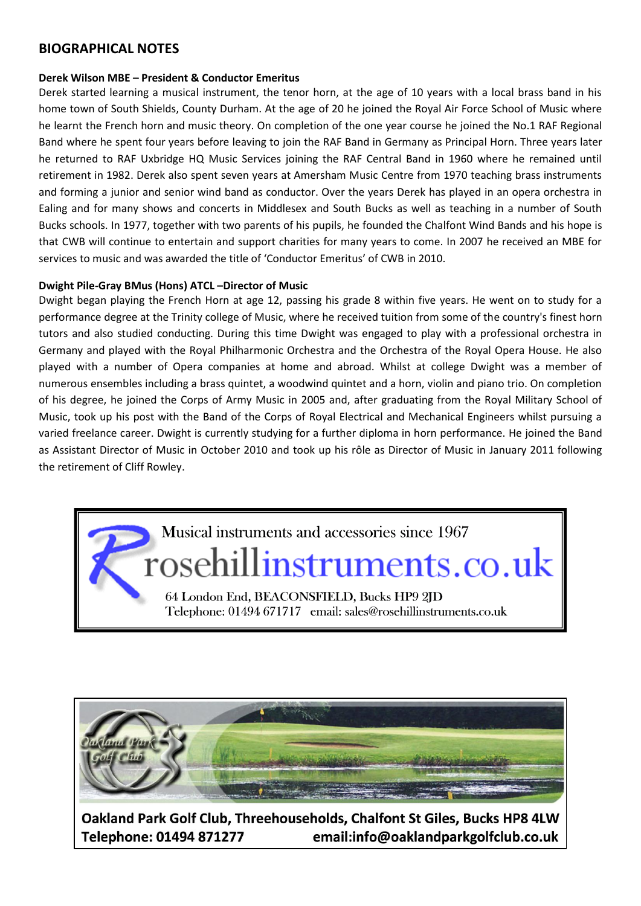## BIOGRAPHICAL NOTES

**Derek Wilson MBE – President & Conductor Emeritus**

Derek started learning a musical instrument, the tenor horn, at the age of 10 years with a local brass band in his home town of South Shields, County Durham. At the age of 20 he joined the Royal Air Force School of Music where he learnt the French horn and music theory. On completion of the one year course he joined the No.1 RAF Regional Band where he spent four years before leaving to join the RAF Band in Germany as Principal Horn. Three years later he returned to RAF Uxbridge HQ Music Services joining the RAF Central Band in 1960 where he remained until retirement in 1982. Derek also spent seven years at Amersham Music Centre from 1970 teaching brass instruments and forming a junior and senior wind band as conductor. Over the years Derek has played in an opera orchestra in Ealing and for many shows and concerts in Middlesex and South Bucks as well as teaching in a number of South Bucks schools. In 1977, together with two parents of his pupils, he founded the Chalfont Wind Bands and his hope is that CWB will continue to entertain and support charities for many years to come. In 2007 he received an MBE for services to music and was awarded the title of 'Conductor Emeritus' of CWB in 2010.

**Dwight Pile-Gray BMus (Hons) ATCL –Director of Music**

Dwight began playing the French Horn at age 12, passing his grade 8 within five years. He went on to study for a performance degree at the Trinity college of Music, where he received tuition from some of the country's finest horn tutors and also studied conducting. During this time Dwight was engaged to play with a professional orchestra in Germany and played with the Royal Philharmonic Orchestra and the Orchestra of the Royal Opera House. He also played with a number of Opera companies at home and abroad. Whilst at college Dwight was a member of numerous ensembles including a brass quintet, a woodwind quintet and a horn, violin and piano trio. On completion of his degree, he joined the Corps of Army Music in 2005 and, after graduating from the Royal Military School of Music, took up his post with the Band of the Corps of Royal Electrical and Mechanical Engineers whilst pursuing a varied freelance career. Dwight is currently studying for a further diploma in horn performance. He joined the Band as Assistant Director of Music in October 2010 and took up his rôle as Director of Music in January 2011 following the retirement of Cliff Rowley.

Musical instruments and accessories since 1967

rosehillinstruments.co.uk

64 London End, BEACONSFIELD, Bucks HP9 2JD
Telephone: 01494 671717 email: sales@rosehillinstruments.co.uk

Oakland Park Golf Club

**Oakland Park Golf Club, Threehouseholds, Chalfont St Giles, Bucks HP8 4LW**
**Telephone: 01494 871277 email:info@oaklandparkgolfclub.co.uk**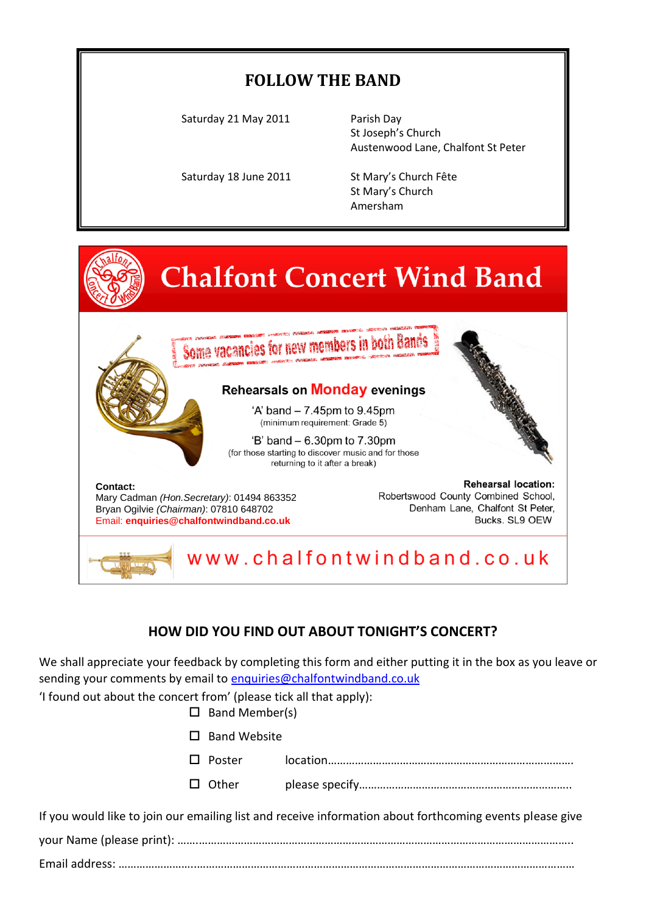## FOLLOW THE BAND

| | |
|---|---|
| Saturday 21 May 2011 | Parish Day<br>St Joseph's Church<br>Austenwood Lane, Chalfont St Peter |
| Saturday 18 June 2011 | St Mary's Church Fête<br>St Mary's Church<br>Amersham |

# Chalfont Concert Wind Band

Some vacancies for new members in both Bands

**Rehearsals on Monday evenings**

'A' band – 7.45pm to 9.45pm
(minimum requirement: Grade 5)

'B' band – 6.30pm to 7.30pm
(for those starting to discover music and for those returning to it after a break)

**Contact:**
Mary Cadman *(Hon.Secretary)*: 01494 863352
Bryan Ogilvie *(Chairman)*: 07810 648702
Email: **enquiries@chalfontwindband.co.uk**

**Rehearsal location:**
Robertswood County Combined School,
Denham Lane, Chalfont St Peter,
Bucks. SL9 OEW

www.chalfontwindband.co.uk

## HOW DID YOU FIND OUT ABOUT TONIGHT'S CONCERT?

We shall appreciate your feedback by completing this form and either putting it in the box as you leave or sending your comments by email to enquiries@chalfontwindband.co.uk

'I found out about the concert from' (please tick all that apply):

- ☐ Band Member(s)
- ☐ Band Website
- ☐ Poster location……………………………………………………………………
- ☐ Other please specify…………………………………………………………

If you would like to join our emailing list and receive information about forthcoming events please give your Name (please print): ……………………………………………………………………………………………………

Email address: ……………………………………………………………………………………………………………